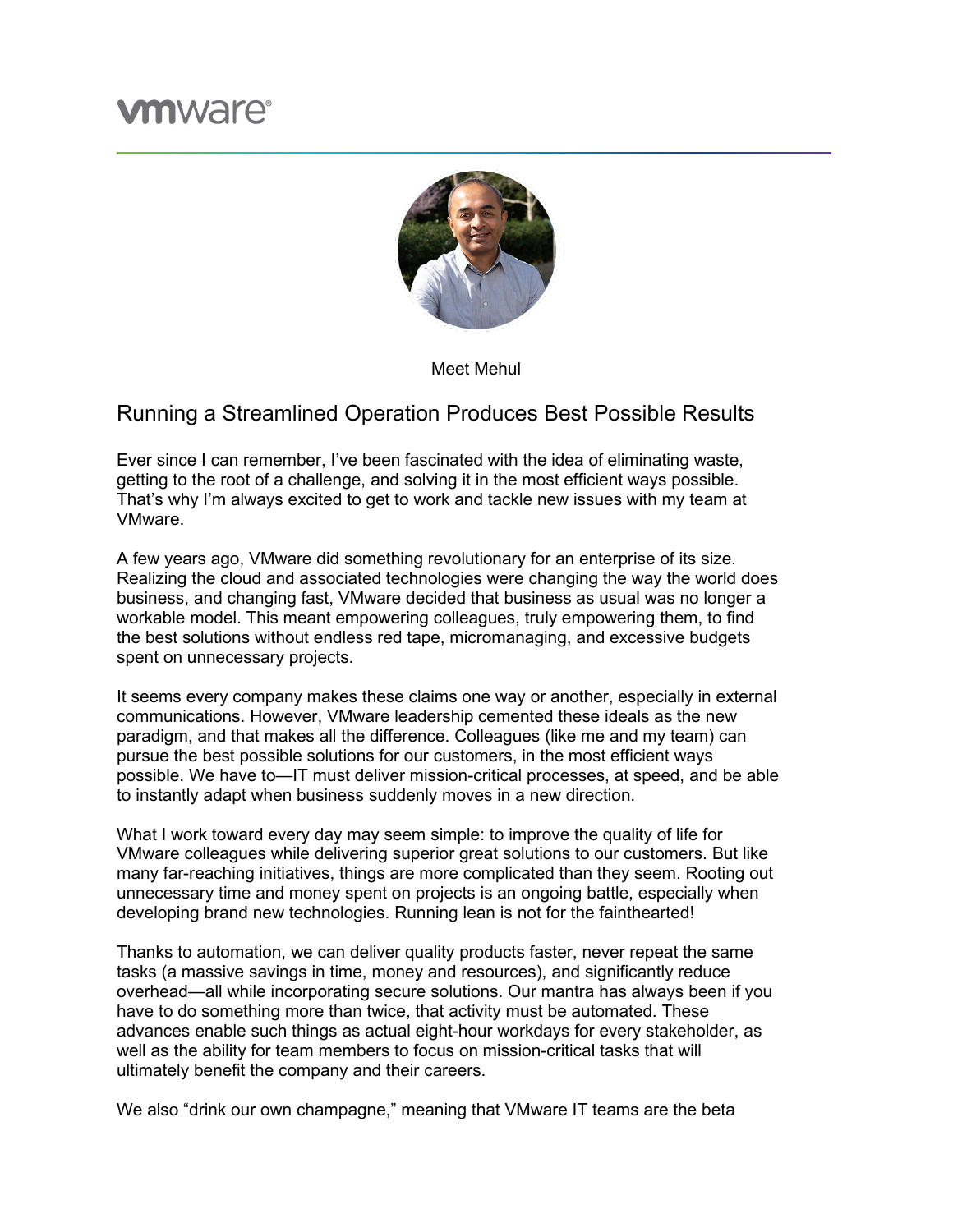Meet Mehul

## Running a Streamlined Operation Produces Best Possible Results

Ever since I can remember, I've been fascinated with the idea of eliminating waste, getting to the root of a challenge, and solving it in the most efficient ways possible. That's why I'm always excited to get to work and tackle new issues with my team at VMware.

A few years ago, VMware did something revolutionary for an enterprise of its size. Realizing the cloud and associated technologies were changing the way the world does business, and changing fast, VMware decided that business as usual was no longer a workable model. This meant empowering colleagues, truly empowering them, to find the best solutions without endless red tape, micromanaging, and excessive budgets spent on unnecessary projects.

It seems every company makes these claims one way or another, especially in external communications. However, VMware leadership cemented these ideals as the new paradigm, and that makes all the difference. Colleagues (like me and my team) can pursue the best possible solutions for our customers, in the most efficient ways possible. We have to—IT must deliver mission-critical processes, at speed, and be able to instantly adapt when business suddenly moves in a new direction.

What I work toward every day may seem simple: to improve the quality of life for VMware colleagues while delivering superior great solutions to our customers. But like many far-reaching initiatives, things are more complicated than they seem. Rooting out unnecessary time and money spent on projects is an ongoing battle, especially when developing brand new technologies. Running lean is not for the fainthearted!

Thanks to automation, we can deliver quality products faster, never repeat the same tasks (a massive savings in time, money and resources), and significantly reduce overhead—all while incorporating secure solutions. Our mantra has always been if you have to do something more than twice, that activity must be automated. These advances enable such things as actual eight-hour workdays for every stakeholder, as well as the ability for team members to focus on mission-critical tasks that will ultimately benefit the company and their careers.

We also "drink our own champagne," meaning that VMware IT teams are the beta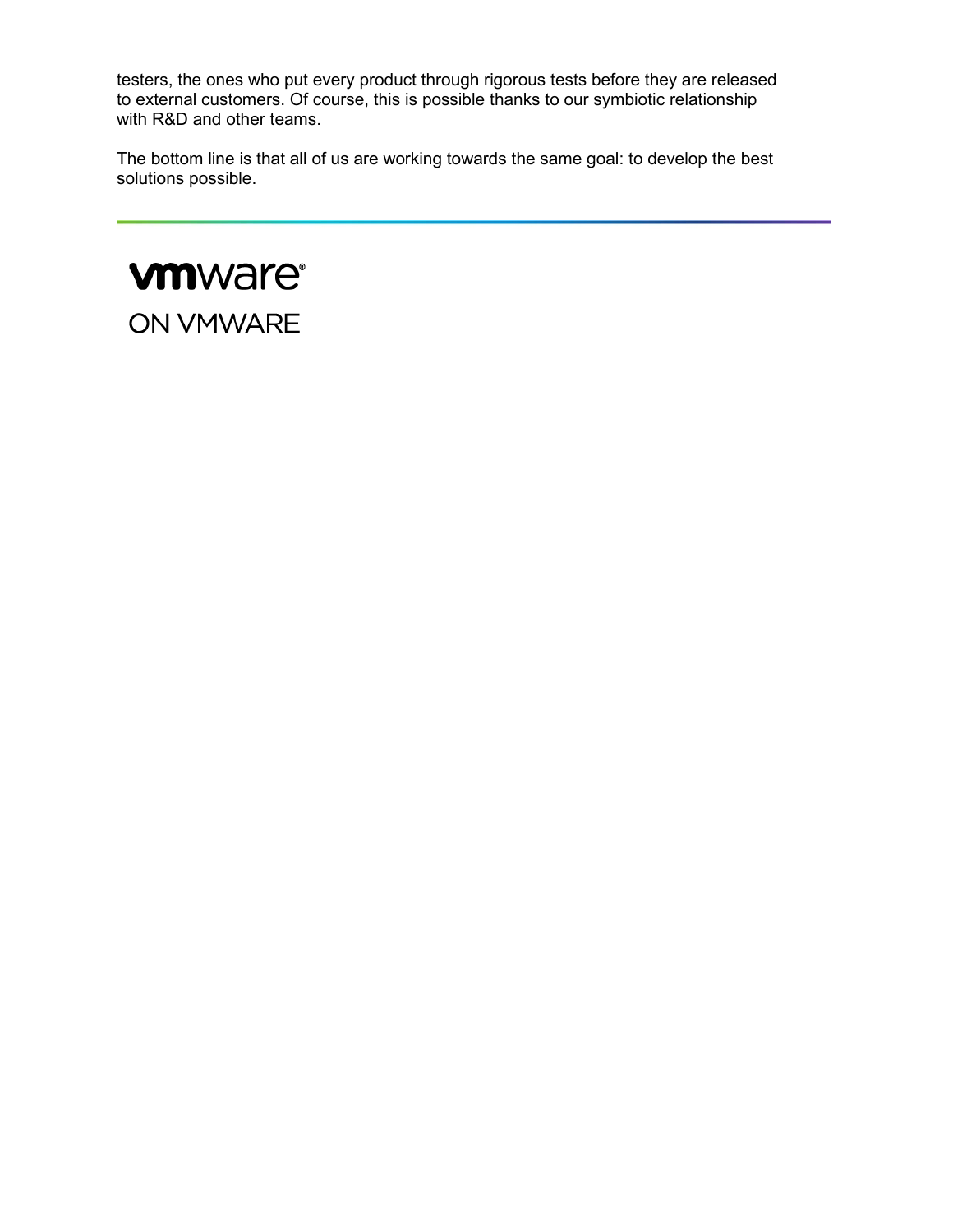testers, the ones who put every product through rigorous tests before they are released to external customers. Of course, this is possible thanks to our symbiotic relationship with R&D and other teams.

The bottom line is that all of us are working towards the same goal: to develop the best solutions possible.

---

vmware®

ON VMWARE